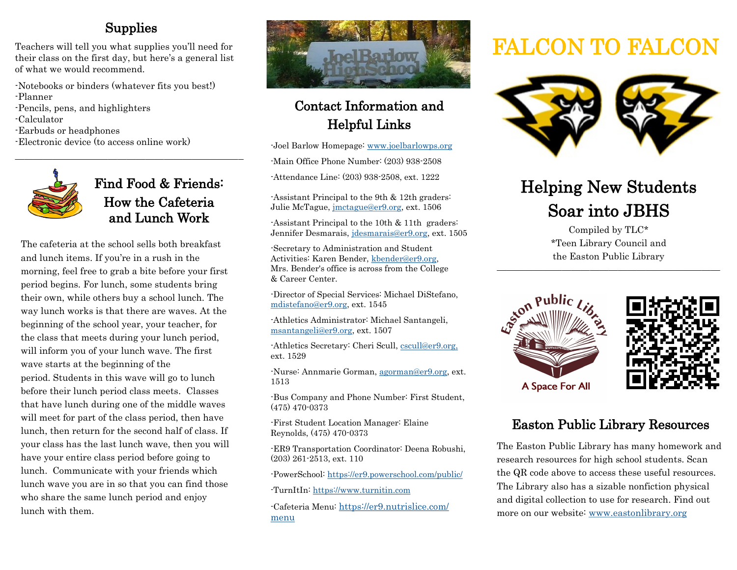## Supplies

Teachers will tell you what supplies you'll need for their class on the first day, but here's a general list of what we would recommend.

-Notebooks or binders (whatever fits you best!)
-Planner
-Pencils, pens, and highlighters
-Calculator
-Earbuds or headphones
-Electronic device (to access online work)

---

## Find Food & Friends: How the Cafeteria and Lunch Work

The cafeteria at the school sells both breakfast and lunch items. If you're in a rush in the morning, feel free to grab a bite before your first period begins. For lunch, some students bring their own, while others buy a school lunch. The way lunch works is that there are waves. At the beginning of the school year, your teacher, for the class that meets during your lunch period, will inform you of your lunch wave. The first wave starts at the beginning of the period. Students in this wave will go to lunch before their lunch period class meets. Classes that have lunch during one of the middle waves will meet for part of the class period, then have lunch, then return for the second half of class. If your class has the last lunch wave, then you will have your entire class period before going to lunch. Communicate with your friends which lunch wave you are in so that you can find those who share the same lunch period and enjoy lunch with them.

## Contact Information and Helpful Links

-Joel Barlow Homepage: www.joelbarlowps.org

-Main Office Phone Number: (203) 938-2508

-Attendance Line: (203) 938-2508, ext. 1222

-Assistant Principal to the 9th & 12th graders: Julie McTague, jmctague@er9.org, ext. 1506

-Assistant Principal to the 10th & 11th graders: Jennifer Desmarais, jdesmarais@er9.org, ext. 1505

-Secretary to Administration and Student Activities: Karen Bender, kbender@er9.org, Mrs. Bender's office is across from the College & Career Center.

-Director of Special Services: Michael DiStefano, mdistefano@er9.org, ext. 1545

-Athletics Administrator: Michael Santangeli, msantangeli@er9.org, ext. 1507

-Athletics Secretary: Cheri Scull, cscull@er9.org, ext. 1529

-Nurse: Annmarie Gorman, agorman@er9.org, ext. 1513

-Bus Company and Phone Number: First Student, (475) 470-0373

-First Student Location Manager: Elaine Reynolds, (475) 470-0373

-ER9 Transportation Coordinator: Deena Robushi, (203) 261-2513, ext. 110

-PowerSchool: https://er9.powerschool.com/public/

-TurnItIn: https://www.turnitin.com

-Cafeteria Menu: https://er9.nutrislice.com/menu

# FALCON TO FALCON

## Helping New Students Soar into JBHS

Compiled by TLC*
*Teen Library Council and the Easton Public Library

---

## Easton Public Library Resources

The Easton Public Library has many homework and research resources for high school students. Scan the QR code above to access these useful resources. The Library also has a sizable nonfiction physical and digital collection to use for research. Find out more on our website: www.eastonlibrary.org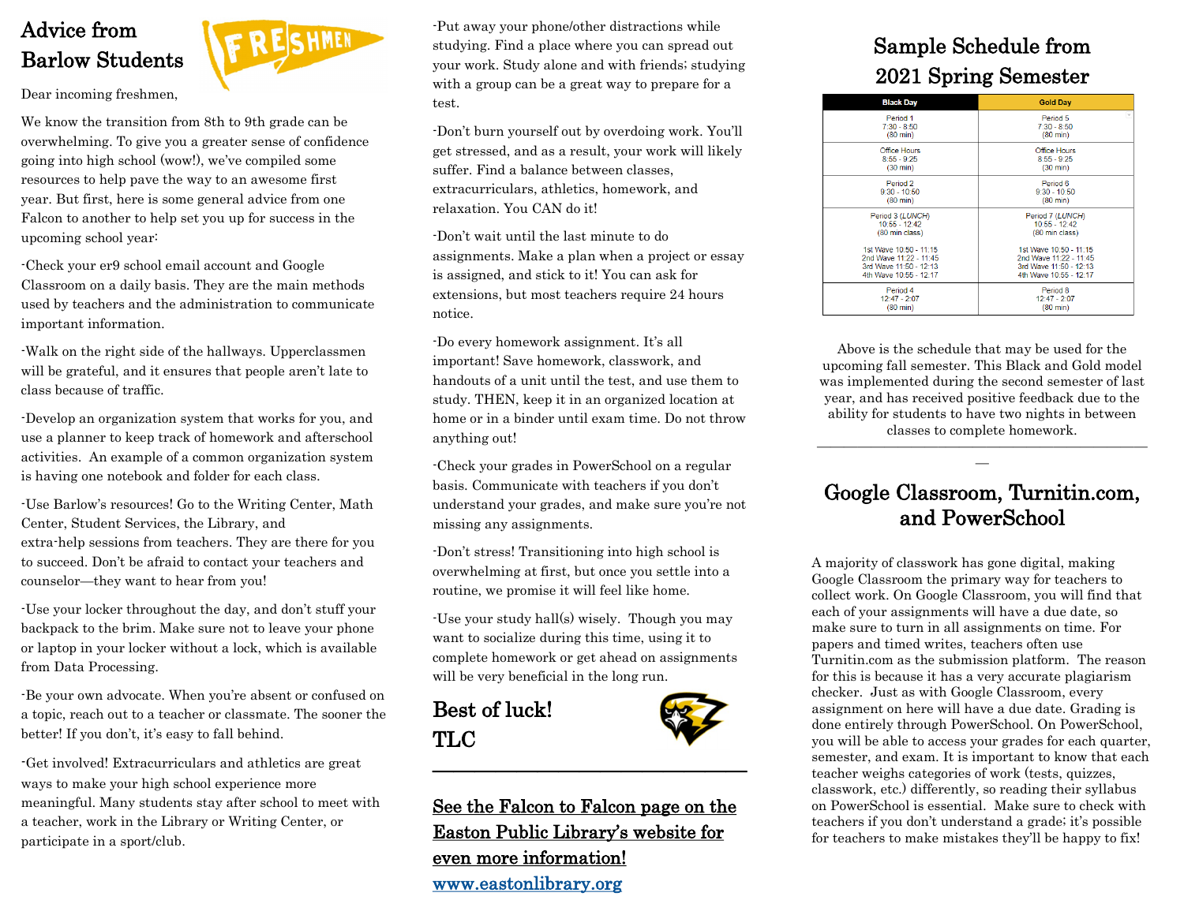# Advice from Barlow Students

Dear incoming freshmen,

We know the transition from 8th to 9th grade can be overwhelming. To give you a greater sense of confidence going into high school (wow!), we've compiled some resources to help pave the way to an awesome first year. But first, here is some general advice from one Falcon to another to help set you up for success in the upcoming school year:

-Check your er9 school email account and Google Classroom on a daily basis. They are the main methods used by teachers and the administration to communicate important information.

-Walk on the right side of the hallways. Upperclassmen will be grateful, and it ensures that people aren't late to class because of traffic.

-Develop an organization system that works for you, and use a planner to keep track of homework and afterschool activities. An example of a common organization system is having one notebook and folder for each class.

-Use Barlow's resources! Go to the Writing Center, Math Center, Student Services, the Library, and extra-help sessions from teachers. They are there for you to succeed. Don't be afraid to contact your teachers and counselor—they want to hear from you!

-Use your locker throughout the day, and don't stuff your backpack to the brim. Make sure not to leave your phone or laptop in your locker without a lock, which is available from Data Processing.

-Be your own advocate. When you're absent or confused on a topic, reach out to a teacher or classmate. The sooner the better! If you don't, it's easy to fall behind.

-Get involved! Extracurriculars and athletics are great ways to make your high school experience more meaningful. Many students stay after school to meet with a teacher, work in the Library or Writing Center, or participate in a sport/club.

-Put away your phone/other distractions while studying. Find a place where you can spread out your work. Study alone and with friends; studying with a group can be a great way to prepare for a test.

-Don't burn yourself out by overdoing work. You'll get stressed, and as a result, your work will likely suffer. Find a balance between classes, extracurriculars, athletics, homework, and relaxation. You CAN do it!

-Don't wait until the last minute to do assignments. Make a plan when a project or essay is assigned, and stick to it! You can ask for extensions, but most teachers require 24 hours notice.

-Do every homework assignment. It's all important! Save homework, classwork, and handouts of a unit until the test, and use them to study. THEN, keep it in an organized location at home or in a binder until exam time. Do not throw anything out!

-Check your grades in PowerSchool on a regular basis. Communicate with teachers if you don't understand your grades, and make sure you're not missing any assignments.

-Don't stress! Transitioning into high school is overwhelming at first, but once you settle into a routine, we promise it will feel like home.

-Use your study hall(s) wisely. Though you may want to socialize during this time, using it to complete homework or get ahead on assignments will be very beneficial in the long run.

## Best of luck!
## TLC

**See the Falcon to Falcon page on the Easton Public Library's website for even more information!**
**www.eastonlibrary.org**

# Sample Schedule from 2021 Spring Semester

| Black Day | Gold Day |
|---|---|
| Period 1<br>7:30 - 8:50<br>(80 min) | Period 5<br>7:30 - 8:50<br>(80 min) |
| Office Hours<br>8:55 - 9:25<br>(30 min) | Office Hours<br>8:55 - 9:25<br>(30 min) |
| Period 2<br>9:30 - 10:50<br>(80 min) | Period 6<br>9:30 - 10:50<br>(80 min) |
| Period 3 (*LUNCH*)<br>10:55 - 12:42<br>(80 min class)<br><br>1st Wave 10:50 - 11:15<br>2nd Wave 11:22 - 11:45<br>3rd Wave 11:50 - 12:13<br>4th Wave 10:55 - 12:17 | Period 7 (*LUNCH*)<br>10:55 - 12:42<br>(80 min class)<br><br>1st Wave 10:50 - 11:15<br>2nd Wave 11:22 - 11:45<br>3rd Wave 11:50 - 12:13<br>4th Wave 10:55 - 12:17 |
| Period 4<br>12:47 - 2:07<br>(80 min) | Period 8<br>12:47 - 2:07<br>(80 min) |

Above is the schedule that may be used for the upcoming fall semester. This Black and Gold model was implemented during the second semester of last year, and has received positive feedback due to the ability for students to have two nights in between classes to complete homework.

# Google Classroom, Turnitin.com, and PowerSchool

A majority of classwork has gone digital, making Google Classroom the primary way for teachers to collect work. On Google Classroom, you will find that each of your assignments will have a due date, so make sure to turn in all assignments on time. For papers and timed writes, teachers often use Turnitin.com as the submission platform. The reason for this is because it has a very accurate plagiarism checker. Just as with Google Classroom, every assignment on here will have a due date. Grading is done entirely through PowerSchool. On PowerSchool, you will be able to access your grades for each quarter, semester, and exam. It is important to know that each teacher weighs categories of work (tests, quizzes, classwork, etc.) differently, so reading their syllabus on PowerSchool is essential. Make sure to check with teachers if you don't understand a grade; it's possible for teachers to make mistakes they'll be happy to fix!